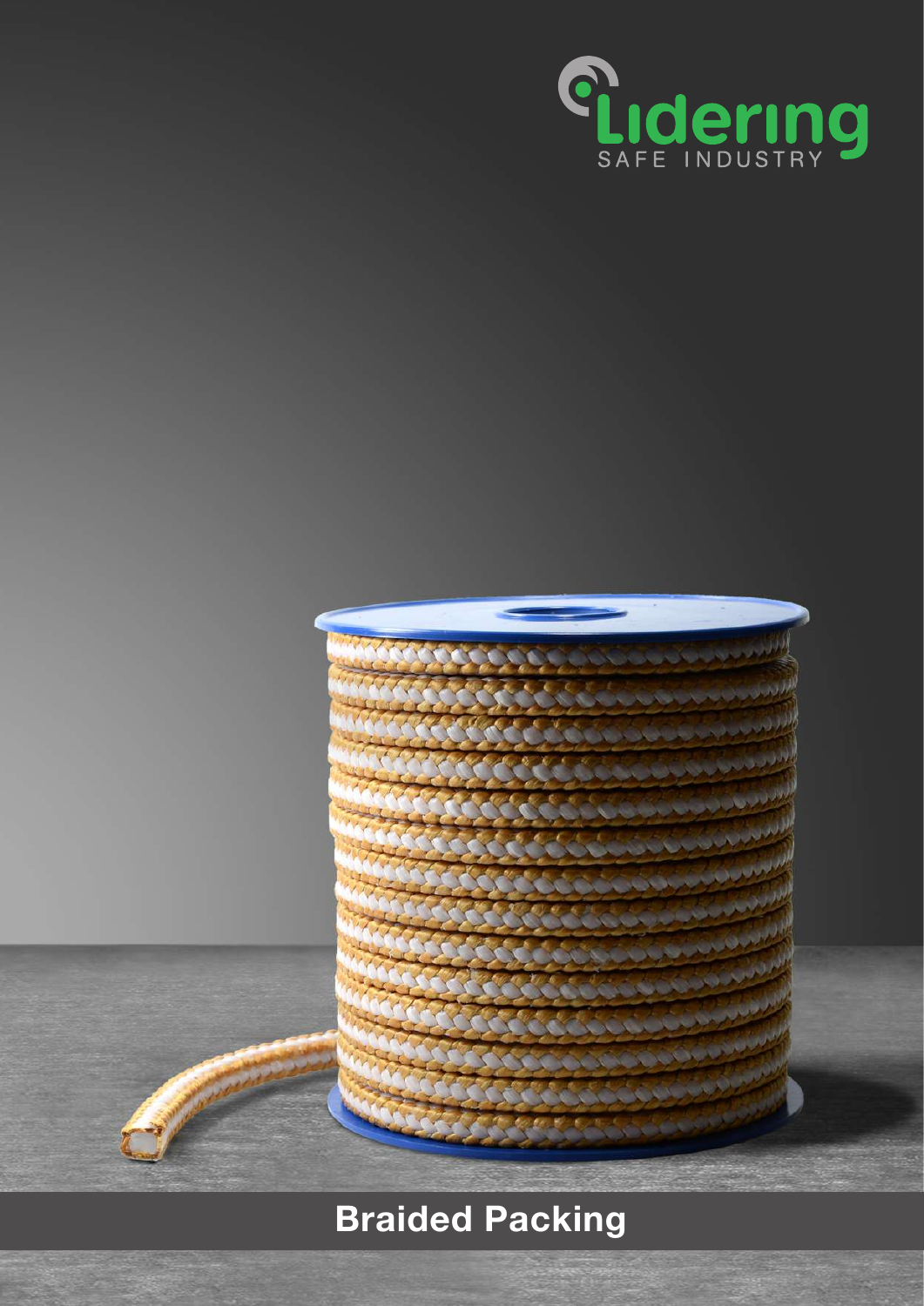Lidering

SAFE INDUSTRY

# Braided Packing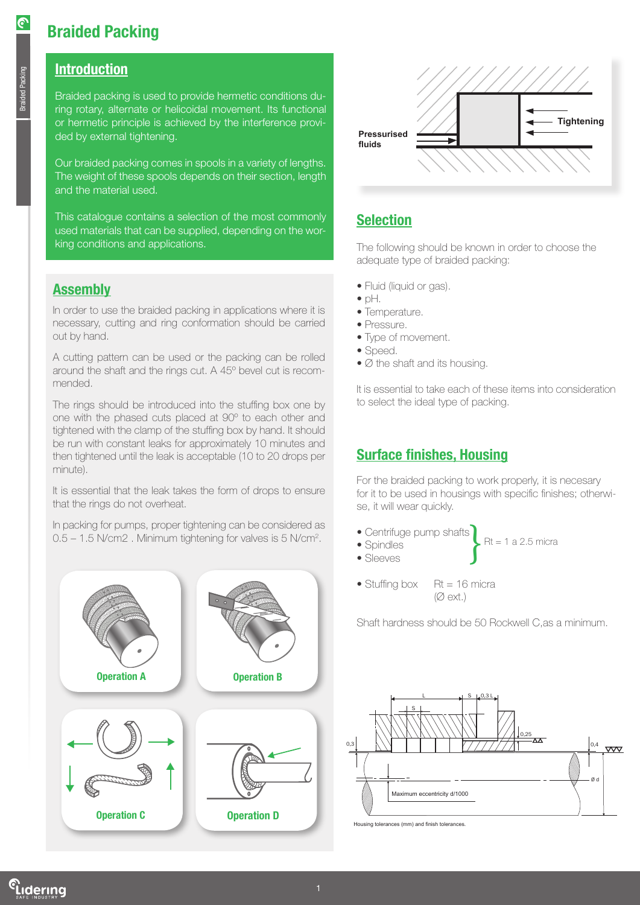# Braided Packing

## Introduction

Braided packing is used to provide hermetic conditions during rotary, alternate or helicoidal movement. Its functional or hermetic principle is achieved by the interference provided by external tightening.

Our braided packing comes in spools in a variety of lengths. The weight of these spools depends on their section, length and the material used.

This catalogue contains a selection of the most commonly used materials that can be supplied, depending on the working conditions and applications.

Pressurised fluids

Tightening

## Assembly

In order to use the braided packing in applications where it is necessary, cutting and ring conformation should be carried out by hand.

A cutting pattern can be used or the packing can be rolled around the shaft and the rings cut. A 45º bevel cut is recommended.

The rings should be introduced into the stuffing box one by one with the phased cuts placed at 90º to each other and tightened with the clamp of the stuffing box by hand. It should be run with constant leaks for approximately 10 minutes and then tightened until the leak is acceptable (10 to 20 drops per minute).

It is essential that the leak takes the form of drops to ensure that the rings do not overheat.

In packing for pumps, proper tightening can be considered as 0.5 – 1.5 N/cm2 . Minimum tightening for valves is 5 N/$cm^2$.

Operation A

Operation B

Operation C

Operation D

## Selection

The following should be known in order to choose the adequate type of braided packing:

- Fluid (liquid or gas).
- pH.
- Temperature.
- Pressure.
- Type of movement.
- Speed.
- Ø the shaft and its housing.

It is essential to take each of these items into consideration to select the ideal type of packing.

## Surface finishes, Housing

For the braided packing to work properly, it is necesary for it to be used in housings with specific finishes; otherwise, it will wear quickly.

- Centrifuge pump shafts
- Spindles
- Sleeves

} Rt = 1 a 2.5 micra

- Stuffing box   Rt = 16 micra (Ø ext.)

Shaft hardness should be 50 Rockwell C,as a minimum.

L   S   0,3 L   S   0,25   0,3   0,4   Ø d

Maximum eccentricity d/1000

Housing tolerances (mm) and finish tolerances.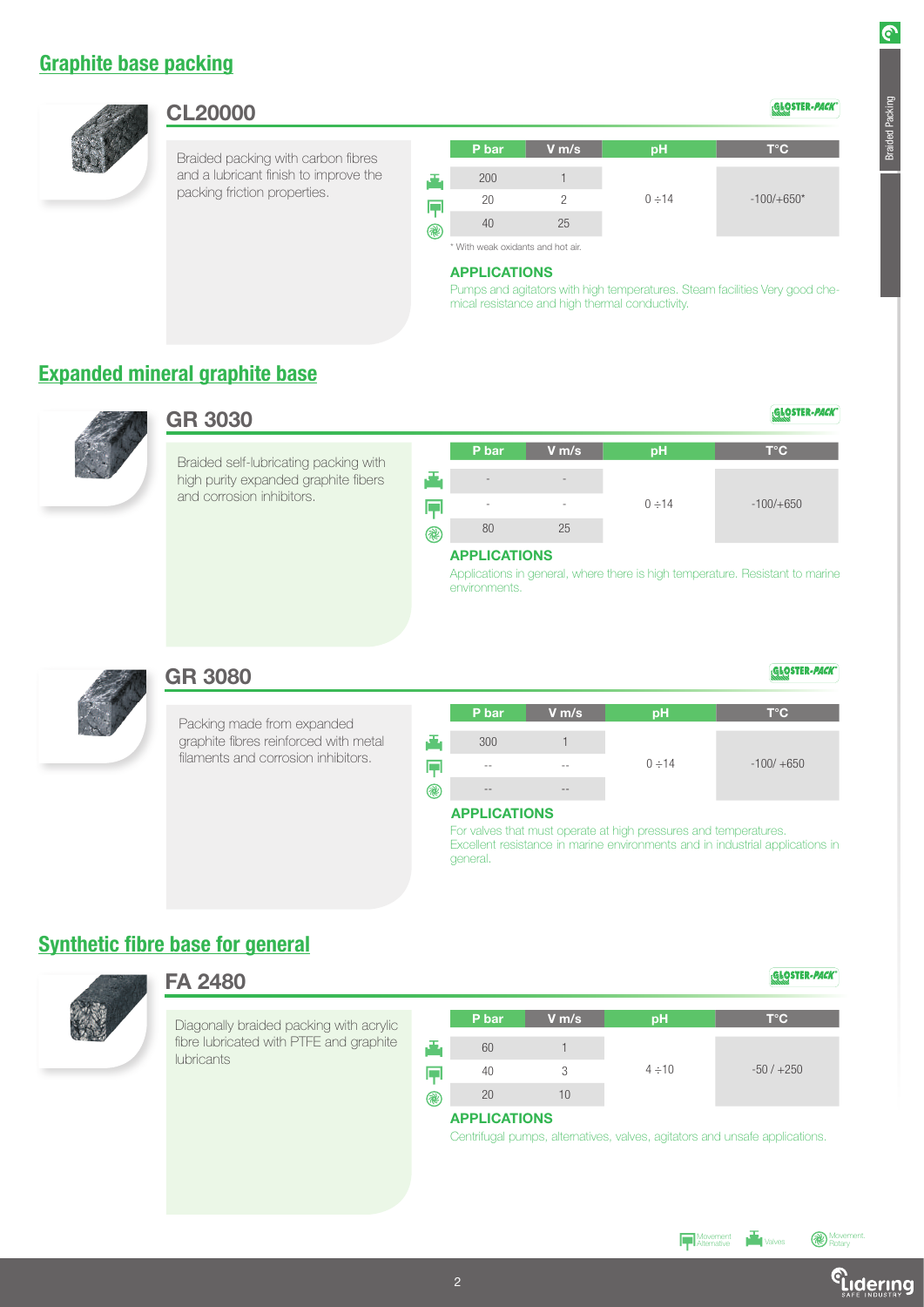## Graphite base packing

### CL20000

GLOSTER-PACK

Braided packing with carbon fibres and a lubricant finish to improve the packing friction properties.

| | P bar | V m/s | pH | T°C |
|---|---|---|---|---|
| Valves | 200 | 1 | 0 ÷14 | -100/+650* |
| Movement Alternative | 20 | 2 | | |
| Movement Rotary | 40 | 25 | | |

\* With weak oxidants and hot air.

**APPLICATIONS**

Pumps and agitators with high temperatures. Steam facilities Very good chemical resistance and high thermal conductivity.

## Expanded mineral graphite base

### GR 3030

GLOSTER-PACK

Braided self-lubricating packing with high purity expanded graphite fibers and corrosion inhibitors.

| | P bar | V m/s | pH | T°C |
|---|---|---|---|---|
| Valves | - | - | 0 ÷14 | -100/+650 |
| Movement Alternative | - | - | | |
| Movement Rotary | 80 | 25 | | |

**APPLICATIONS**

Applications in general, where there is high temperature. Resistant to marine environments.

### GR 3080

GLOSTER-PACK

Packing made from expanded graphite fibres reinforced with metal filaments and corrosion inhibitors.

| | P bar | V m/s | pH | T°C |
|---|---|---|---|---|
| Valves | 300 | 1 | 0 ÷14 | -100/ +650 |
| Movement Alternative | -- | -- | | |
| Movement Rotary | -- | -- | | |

**APPLICATIONS**

For valves that must operate at high pressures and temperatures. Excellent resistance in marine environments and in industrial applications in general.

## Synthetic fibre base for general

### FA 2480

GLOSTER-PACK

Diagonally braided packing with acrylic fibre lubricated with PTFE and graphite lubricants

| | P bar | V m/s | pH | T°C |
|---|---|---|---|---|
| Valves | 60 | 1 | 4 ÷10 | -50 / +250 |
| Movement Alternative | 40 | 3 | | |
| Movement Rotary | 20 | 10 | | |

**APPLICATIONS**

Centrifugal pumps, alternatives, valves, agitators and unsafe applications.

Movement Alternative · Valves · Movement Rotary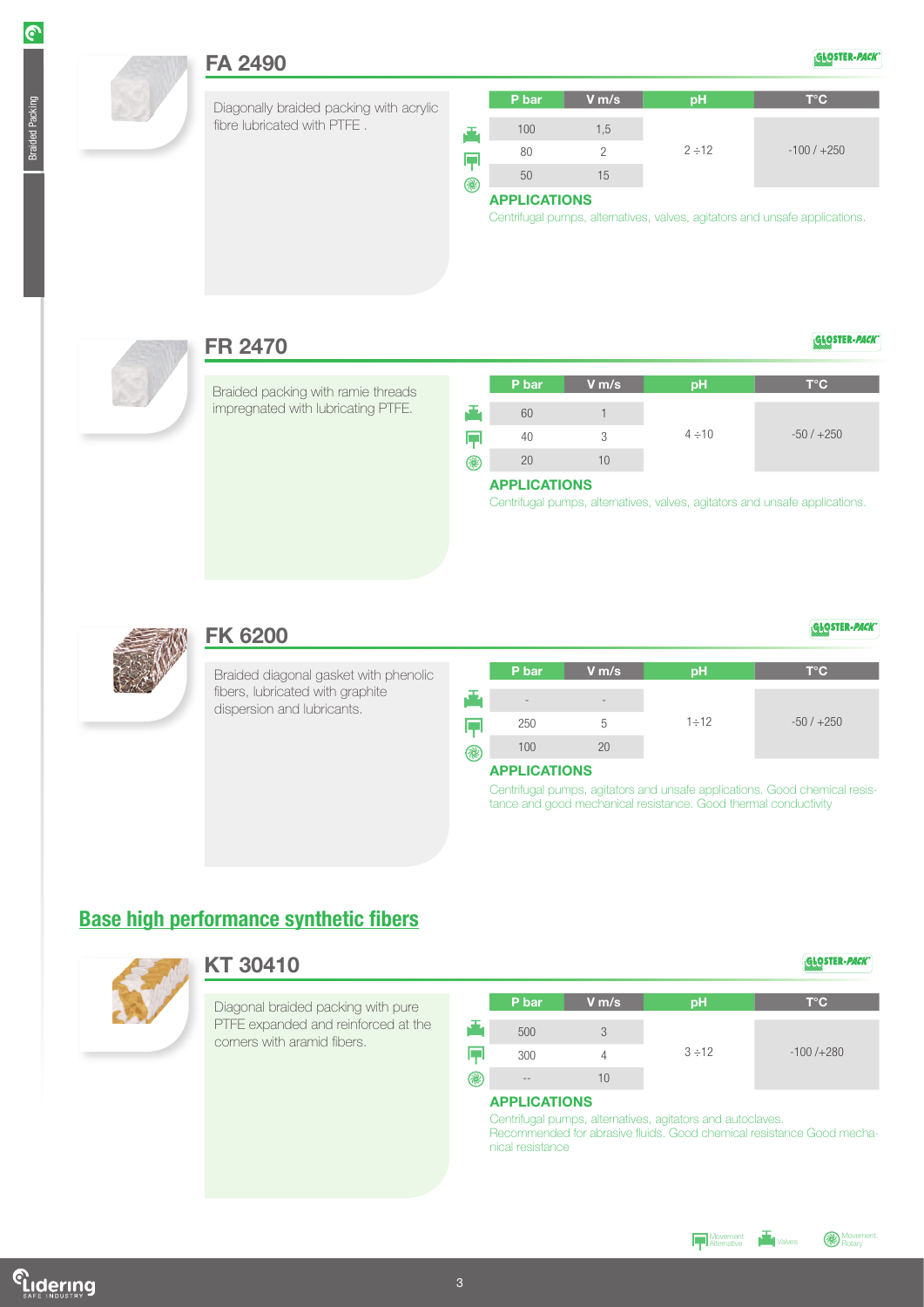## FA 2490

Diagonally braided packing with acrylic fibre lubricated with PTFE .

| | P bar | V m/s | pH | T°C |
|---|---|---|---|---|
| Valves | 100 | 1,5 | 2 ÷12 | -100 / +250 |
| Movement Alternative | 80 | 2 | | |
| Movement Rotary | 50 | 15 | | |

**APPLICATIONS**

Centrifugal pumps, alternatives, valves, agitators and unsafe applications.

## FR 2470

Braided packing with ramie threads impregnated with lubricating PTFE.

| | P bar | V m/s | pH | T°C |
|---|---|---|---|---|
| Valves | 60 | 1 | 4 ÷10 | -50 / +250 |
| Movement Alternative | 40 | 3 | | |
| Movement Rotary | 20 | 10 | | |

**APPLICATIONS**

Centrifugal pumps, alternatives, valves, agitators and unsafe applications.

## FK 6200

Braided diagonal gasket with phenolic fibers, lubricated with graphite dispersion and lubricants.

| | P bar | V m/s | pH | T°C |
|---|---|---|---|---|
| Valves | - | - | 1÷12 | -50 / +250 |
| Movement Alternative | 250 | 5 | | |
| Movement Rotary | 100 | 20 | | |

**APPLICATIONS**

Centrifugal pumps, agitators and unsafe applications. Good chemical resistance and good mechanical resistance. Good thermal conductivity

# Base high performance synthetic fibers

## KT 30410

Diagonal braided packing with pure PTFE expanded and reinforced at the corners with aramid fibers.

| | P bar | V m/s | pH | T°C |
|---|---|---|---|---|
| Valves | 500 | 3 | 3 ÷12 | -100 /+280 |
| Movement Alternative | 300 | 4 | | |
| Movement Rotary | -- | 10 | | |

**APPLICATIONS**

Centrifugal pumps, alternatives, agitators and autoclaves.
Recommended for abrasive fluids. Good chemical resistance Good mechanical resistance

Movement Alternative | Valves | Movement Rotary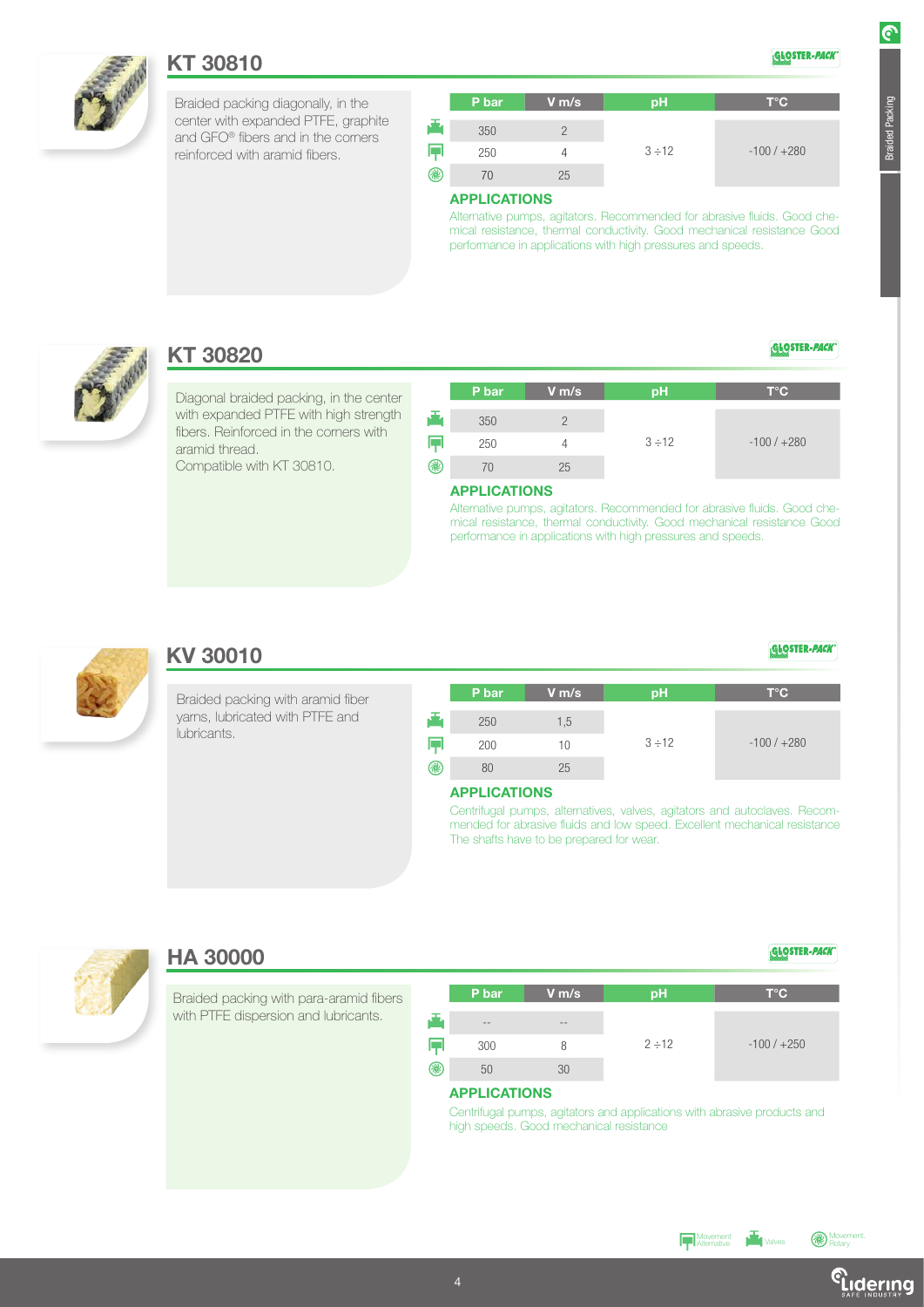## KT 30810

GLOSTER-PACK

Braided packing diagonally, in the center with expanded PTFE, graphite and GFO® fibers and in the corners reinforced with aramid fibers.

| | P bar | V m/s | pH | T°C |
|---|---|---|---|---|
| Valves | 350 | 2 | 3 ÷12 | -100 / +280 |
| Movement Alternative | 250 | 4 | | |
| Movement Rotary | 70 | 25 | | |

**APPLICATIONS**

Alternative pumps, agitators. Recommended for abrasive fluids. Good chemical resistance, thermal conductivity. Good mechanical resistance Good performance in applications with high pressures and speeds.

## KT 30820

GLOSTER-PACK

Diagonal braided packing, in the center with expanded PTFE with high strength fibers. Reinforced in the corners with aramid thread.
Compatible with KT 30810.

| | P bar | V m/s | pH | T°C |
|---|---|---|---|---|
| Valves | 350 | 2 | 3 ÷12 | -100 / +280 |
| Movement Alternative | 250 | 4 | | |
| Movement Rotary | 70 | 25 | | |

**APPLICATIONS**

Alternative pumps, agitators. Recommended for abrasive fluids. Good chemical resistance, thermal conductivity. Good mechanical resistance Good performance in applications with high pressures and speeds.

## KV 30010

GLOSTER-PACK

Braided packing with aramid fiber yarns, lubricated with PTFE and lubricants.

| | P bar | V m/s | pH | T°C |
|---|---|---|---|---|
| Valves | 250 | 1,5 | 3 ÷12 | -100 / +280 |
| Movement Alternative | 200 | 10 | | |
| Movement Rotary | 80 | 25 | | |

**APPLICATIONS**

Centrifugal pumps, alternatives, valves, agitators and autoclaves. Recommended for abrasive fluids and low speed. Excellent mechanical resistance The shafts have to be prepared for wear.

## HA 30000

GLOSTER-PACK

Braided packing with para-aramid fibers with PTFE dispersion and lubricants.

| | P bar | V m/s | pH | T°C |
|---|---|---|---|---|
| Valves | -- | -- | 2 ÷12 | -100 / +250 |
| Movement Alternative | 300 | 8 | | |
| Movement Rotary | 50 | 30 | | |

**APPLICATIONS**

Centrifugal pumps, agitators and applications with abrasive products and high speeds. Good mechanical resistance

Movement Alternative — Valves — Movement Rotary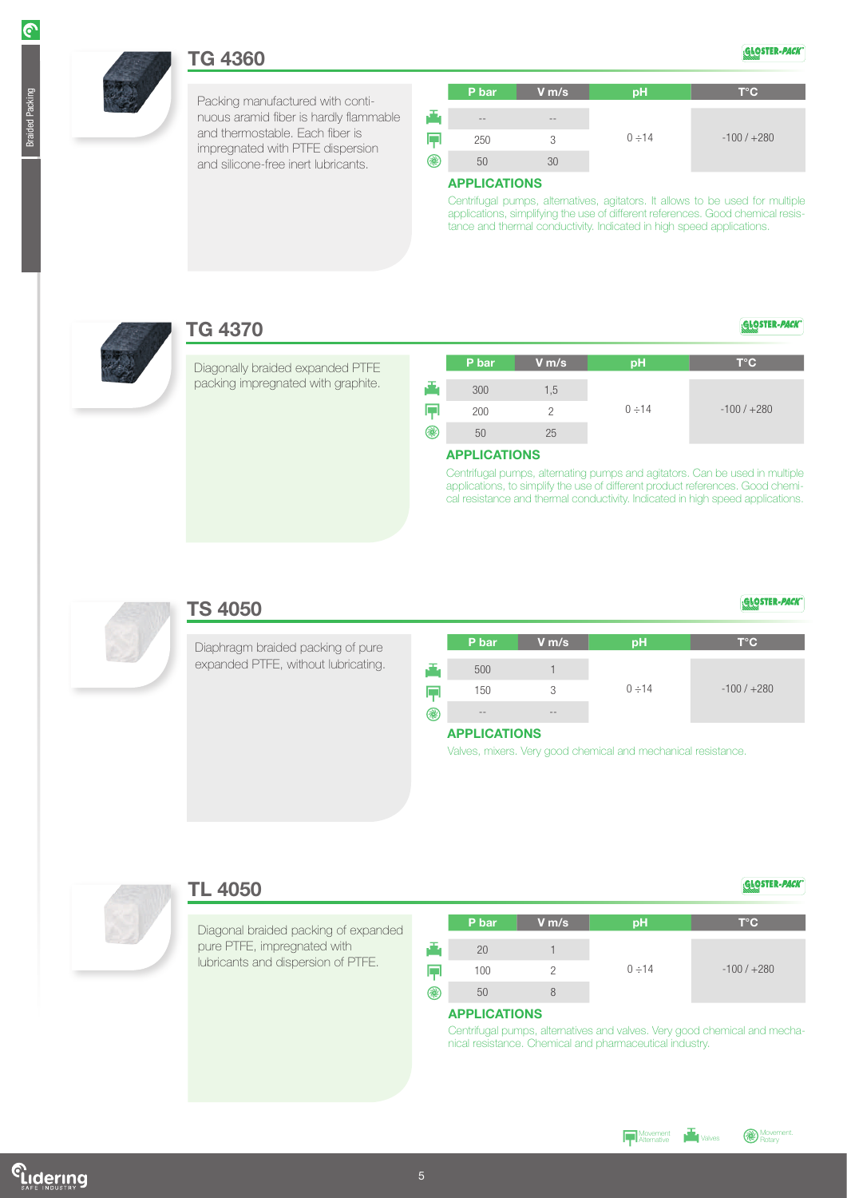## TG 4360

Packing manufactured with continuous aramid fiber is hardly flammable and thermostable. Each fiber is impregnated with PTFE dispersion and silicone-free inert lubricants.

| | P bar | V m/s | pH | T°C |
|---|---|---|---|---|
| Valves | -- | -- | 0 ÷14 | -100 / +280 |
| Movement Alternative | 250 | 3 | | |
| Movement Rotary | 50 | 30 | | |

### APPLICATIONS

Centrifugal pumps, alternatives, agitators. It allows to be used for multiple applications, simplifying the use of different references. Good chemical resistance and thermal conductivity. Indicated in high speed applications.

## TG 4370

Diagonally braided expanded PTFE packing impregnated with graphite.

| | P bar | V m/s | pH | T°C |
|---|---|---|---|---|
| Valves | 300 | 1,5 | 0 ÷14 | -100 / +280 |
| Movement Alternative | 200 | 2 | | |
| Movement Rotary | 50 | 25 | | |

### APPLICATIONS

Centrifugal pumps, alternating pumps and agitators. Can be used in multiple applications, to simplify the use of different product references. Good chemical resistance and thermal conductivity. Indicated in high speed applications.

## TS 4050

Diaphragm braided packing of pure expanded PTFE, without lubricating.

| | P bar | V m/s | pH | T°C |
|---|---|---|---|---|
| Valves | 500 | 1 | 0 ÷14 | -100 / +280 |
| Movement Alternative | 150 | 3 | | |
| Movement Rotary | -- | -- | | |

### APPLICATIONS

Valves, mixers. Very good chemical and mechanical resistance.

## TL 4050

Diagonal braided packing of expanded pure PTFE, impregnated with lubricants and dispersion of PTFE.

| | P bar | V m/s | pH | T°C |
|---|---|---|---|---|
| Valves | 20 | 1 | 0 ÷14 | -100 / +280 |
| Movement Alternative | 100 | 2 | | |
| Movement Rotary | 50 | 8 | | |

### APPLICATIONS

Centrifugal pumps, alternatives and valves. Very good chemical and mechanical resistance. Chemical and pharmaceutical industry.

Movement Alternative · Valves · Movement Rotary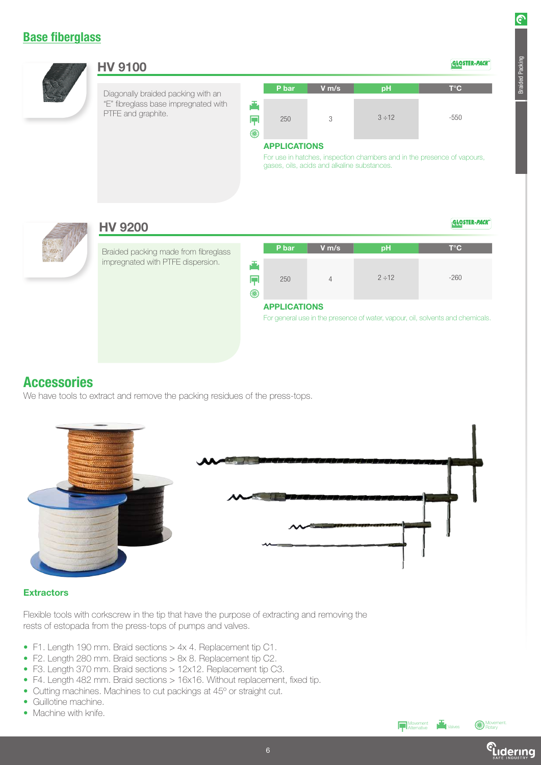## Base fiberglass

### HV 9100

GLOSTER-PACK

Diagonally braided packing with an "E" fibreglass base impregnated with PTFE and graphite.

| P bar | V m/s | pH | T°C |
|---|---|---|---|
| 250 | 3 | 3 ÷12 | -550 |

**APPLICATIONS**

For use in hatches, inspection chambers and in the presence of vapours, gases, oils, acids and alkaline substances.

### HV 9200

GLOSTER-PACK

Braided packing made from fibreglass impregnated with PTFE dispersion.

| P bar | V m/s | pH | T°C |
|---|---|---|---|
| 250 | 4 | 2 ÷12 | -260 |

**APPLICATIONS**

For general use in the presence of water, vapour, oil, solvents and chemicals.

## Accessories

We have tools to extract and remove the packing residues of the press-tops.

**Extractors**

Flexible tools with corkscrew in the tip that have the purpose of extracting and removing the rests of estopada from the press-tops of pumps and valves.

- F1. Length 190 mm. Braid sections > 4x 4. Replacement tip C1.
- F2. Length 280 mm. Braid sections > 8x 8. Replacement tip C2.
- F3. Length 370 mm. Braid sections > 12x12. Replacement tip C3.
- F4. Length 482 mm. Braid sections > 16x16. Without replacement, fixed tip.
- Cutting machines. Machines to cut packings at 45º or straight cut.
- Guillotine machine.
- Machine with knife.

Movement Alternative | Valves | Movement Rotary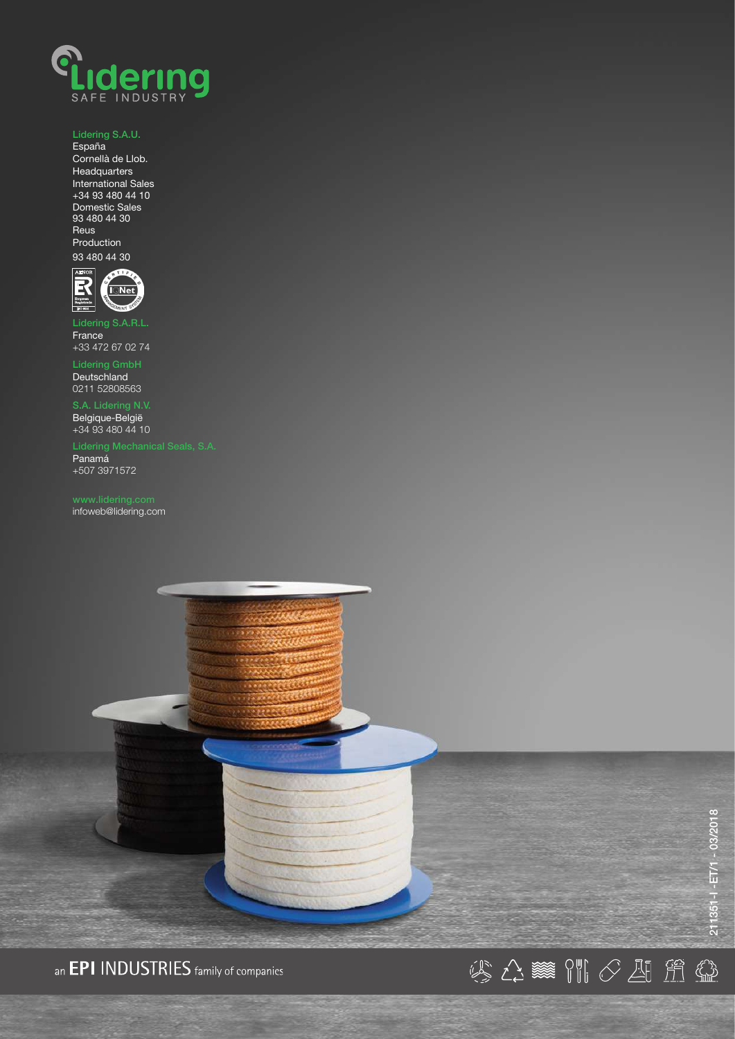Lidering
SAFE INDUSTRY

**Lidering S.A.U.**
España
Cornellà de Llob.
Headquarters
International Sales
+34 93 480 44 10
Domestic Sales
93 480 44 30
Reus
Production
93 480 44 30

**Lidering S.A.R.L.**
France
+33 472 67 02 74

**Lidering GmbH**
Deutschland
0211 52808563

**S.A. Lidering N.V.**
Belgique-België
+34 93 480 44 10

**Lidering Mechanical Seals, S.A.**
Panamá
+507 3971572

www.lidering.com
infoweb@lidering.com

211351-I -ET/1 - 03/2018

an EPI INDUSTRIES family of companies